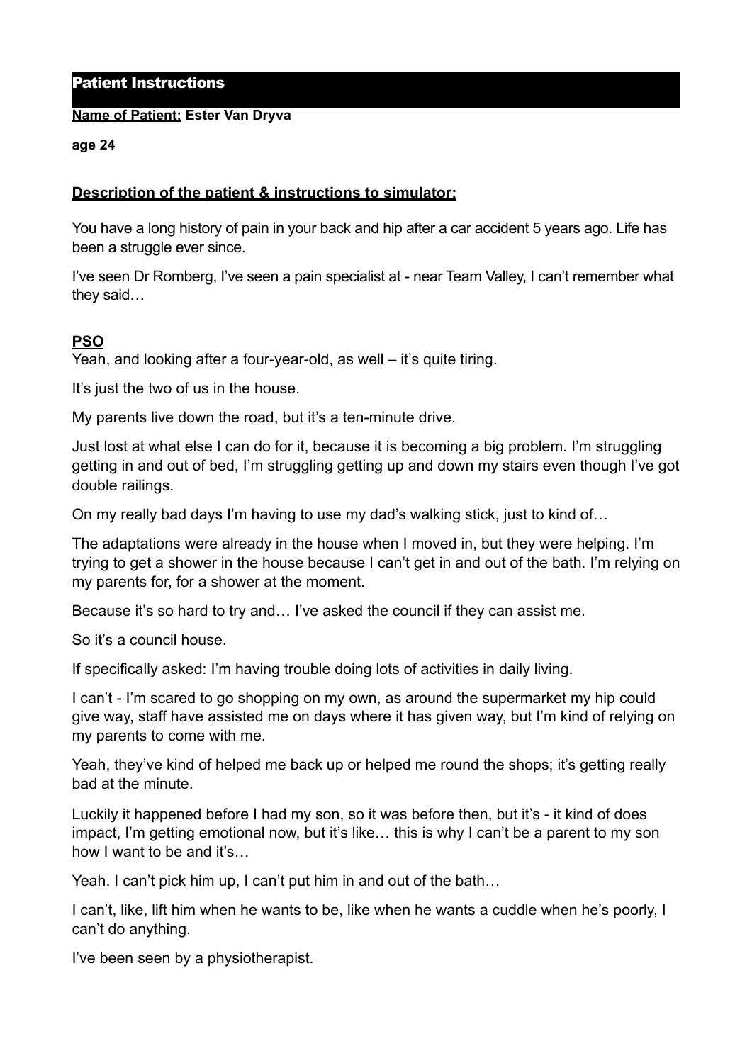# Patient Instructions

**Name of Patient: Ester Van Dryva**

**age 24**

## Description of the patient & instructions to simulator:

You have a long history of pain in your back and hip after a car accident 5 years ago. Life has been a struggle ever since.

I've seen Dr Romberg, I've seen a pain specialist at - near Team Valley, I can't remember what they said…

## PSO

Yeah, and looking after a four-year-old, as well – it's quite tiring.

It's just the two of us in the house.

My parents live down the road, but it's a ten-minute drive.

Just lost at what else I can do for it, because it is becoming a big problem. I'm struggling getting in and out of bed, I'm struggling getting up and down my stairs even though I've got double railings.

On my really bad days I'm having to use my dad's walking stick, just to kind of…

The adaptations were already in the house when I moved in, but they were helping. I'm trying to get a shower in the house because I can't get in and out of the bath. I'm relying on my parents for, for a shower at the moment.

Because it's so hard to try and… I've asked the council if they can assist me.

So it's a council house.

If specifically asked: I'm having trouble doing lots of activities in daily living.

I can't - I'm scared to go shopping on my own, as around the supermarket my hip could give way, staff have assisted me on days where it has given way, but I'm kind of relying on my parents to come with me.

Yeah, they've kind of helped me back up or helped me round the shops; it's getting really bad at the minute.

Luckily it happened before I had my son, so it was before then, but it's - it kind of does impact, I'm getting emotional now, but it's like… this is why I can't be a parent to my son how I want to be and it's…

Yeah. I can't pick him up, I can't put him in and out of the bath…

I can't, like, lift him when he wants to be, like when he wants a cuddle when he's poorly, I can't do anything.

I've been seen by a physiotherapist.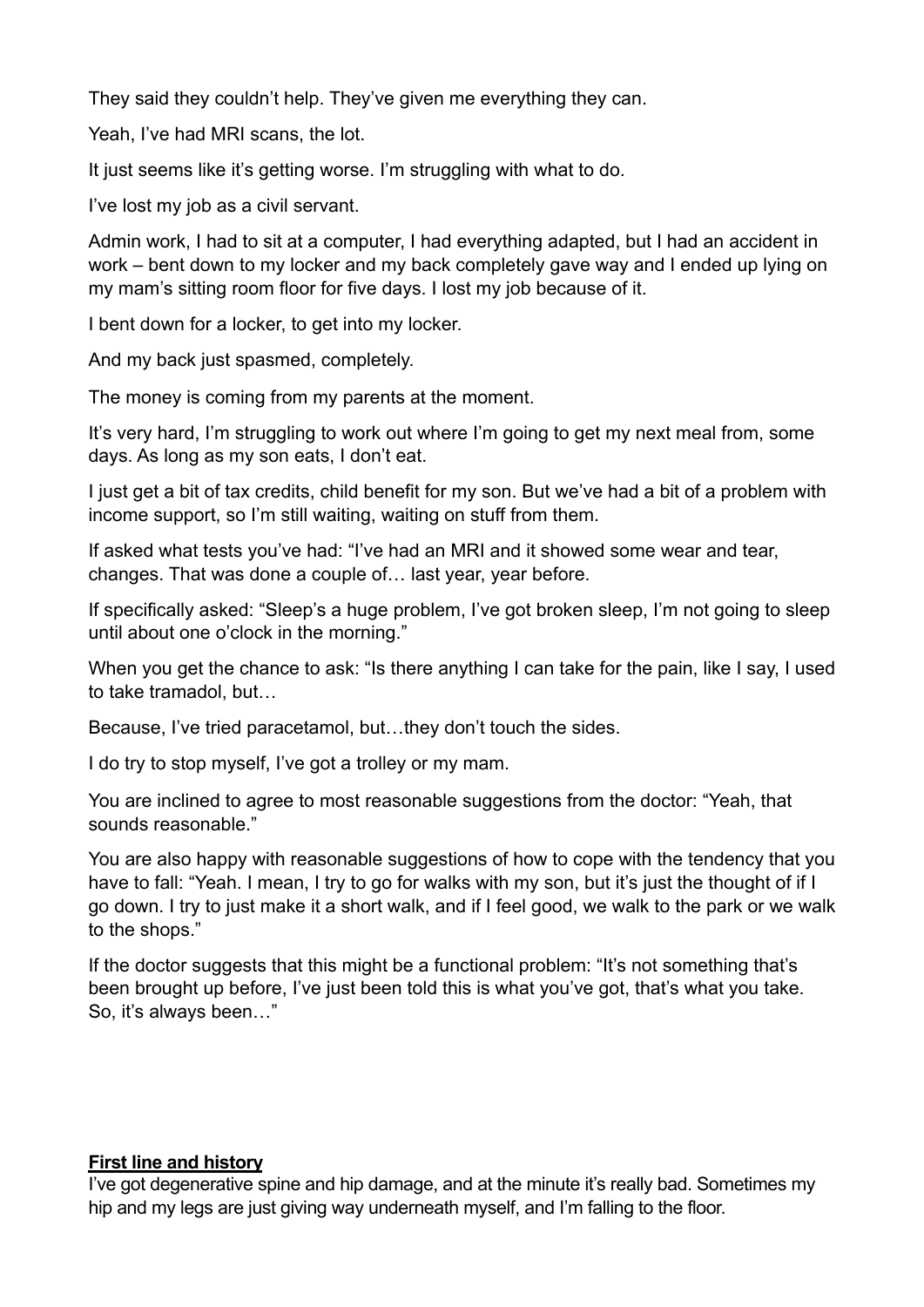They said they couldn't help. They've given me everything they can.

Yeah, I've had MRI scans, the lot.

It just seems like it's getting worse. I'm struggling with what to do.

I've lost my job as a civil servant.

Admin work, I had to sit at a computer, I had everything adapted, but I had an accident in work – bent down to my locker and my back completely gave way and I ended up lying on my mam's sitting room floor for five days. I lost my job because of it.

I bent down for a locker, to get into my locker.

And my back just spasmed, completely.

The money is coming from my parents at the moment.

It's very hard, I'm struggling to work out where I'm going to get my next meal from, some days. As long as my son eats, I don't eat.

I just get a bit of tax credits, child benefit for my son. But we've had a bit of a problem with income support, so I'm still waiting, waiting on stuff from them.

If asked what tests you've had: "I've had an MRI and it showed some wear and tear, changes. That was done a couple of… last year, year before.

If specifically asked: "Sleep's a huge problem, I've got broken sleep, I'm not going to sleep until about one o'clock in the morning."

When you get the chance to ask: "Is there anything I can take for the pain, like I say, I used to take tramadol, but…

Because, I've tried paracetamol, but…they don't touch the sides.

I do try to stop myself, I've got a trolley or my mam.

You are inclined to agree to most reasonable suggestions from the doctor: "Yeah, that sounds reasonable."

You are also happy with reasonable suggestions of how to cope with the tendency that you have to fall: "Yeah. I mean, I try to go for walks with my son, but it's just the thought of if I go down. I try to just make it a short walk, and if I feel good, we walk to the park or we walk to the shops."

If the doctor suggests that this might be a functional problem: "It's not something that's been brought up before, I've just been told this is what you've got, that's what you take. So, it's always been…"

**First line and history**

I've got degenerative spine and hip damage, and at the minute it's really bad. Sometimes my hip and my legs are just giving way underneath myself, and I'm falling to the floor.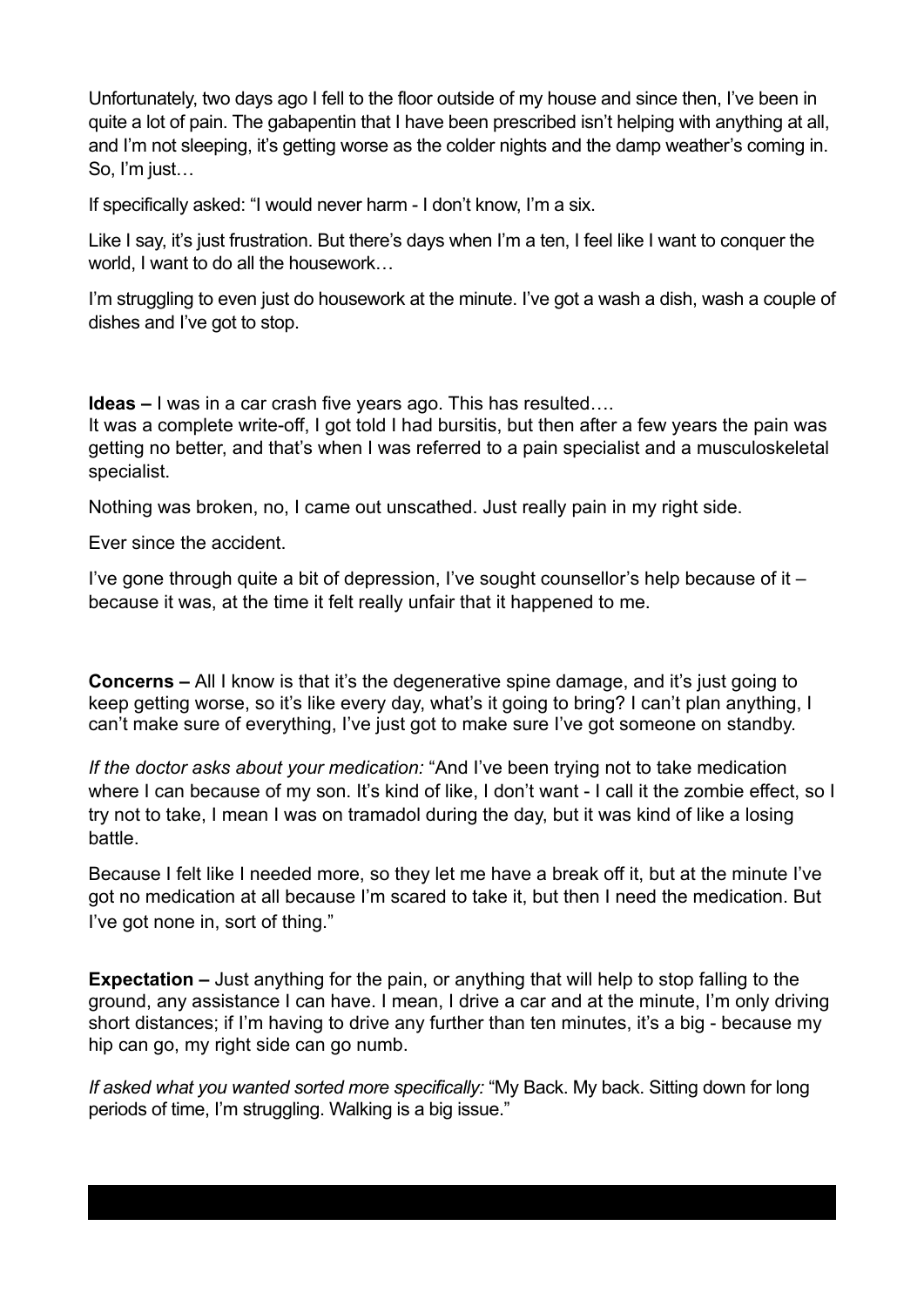Unfortunately, two days ago I fell to the floor outside of my house and since then, I've been in quite a lot of pain. The gabapentin that I have been prescribed isn't helping with anything at all, and I'm not sleeping, it's getting worse as the colder nights and the damp weather's coming in. So, I'm just…

If specifically asked: "I would never harm - I don't know, I'm a six.

Like I say, it's just frustration. But there's days when I'm a ten, I feel like I want to conquer the world, I want to do all the housework…

I'm struggling to even just do housework at the minute. I've got a wash a dish, wash a couple of dishes and I've got to stop.

**Ideas –** I was in a car crash five years ago. This has resulted….
It was a complete write-off, I got told I had bursitis, but then after a few years the pain was getting no better, and that's when I was referred to a pain specialist and a musculoskeletal specialist.

Nothing was broken, no, I came out unscathed. Just really pain in my right side.

Ever since the accident.

I've gone through quite a bit of depression, I've sought counsellor's help because of it – because it was, at the time it felt really unfair that it happened to me.

**Concerns –** All I know is that it's the degenerative spine damage, and it's just going to keep getting worse, so it's like every day, what's it going to bring? I can't plan anything, I can't make sure of everything, I've just got to make sure I've got someone on standby.

*If the doctor asks about your medication:* "And I've been trying not to take medication where I can because of my son. It's kind of like, I don't want - I call it the zombie effect, so I try not to take, I mean I was on tramadol during the day, but it was kind of like a losing battle.

Because I felt like I needed more, so they let me have a break off it, but at the minute I've got no medication at all because I'm scared to take it, but then I need the medication. But I've got none in, sort of thing."

**Expectation –** Just anything for the pain, or anything that will help to stop falling to the ground, any assistance I can have. I mean, I drive a car and at the minute, I'm only driving short distances; if I'm having to drive any further than ten minutes, it's a big - because my hip can go, my right side can go numb.

*If asked what you wanted sorted more specifically:* "My Back. My back. Sitting down for long periods of time, I'm struggling. Walking is a big issue."